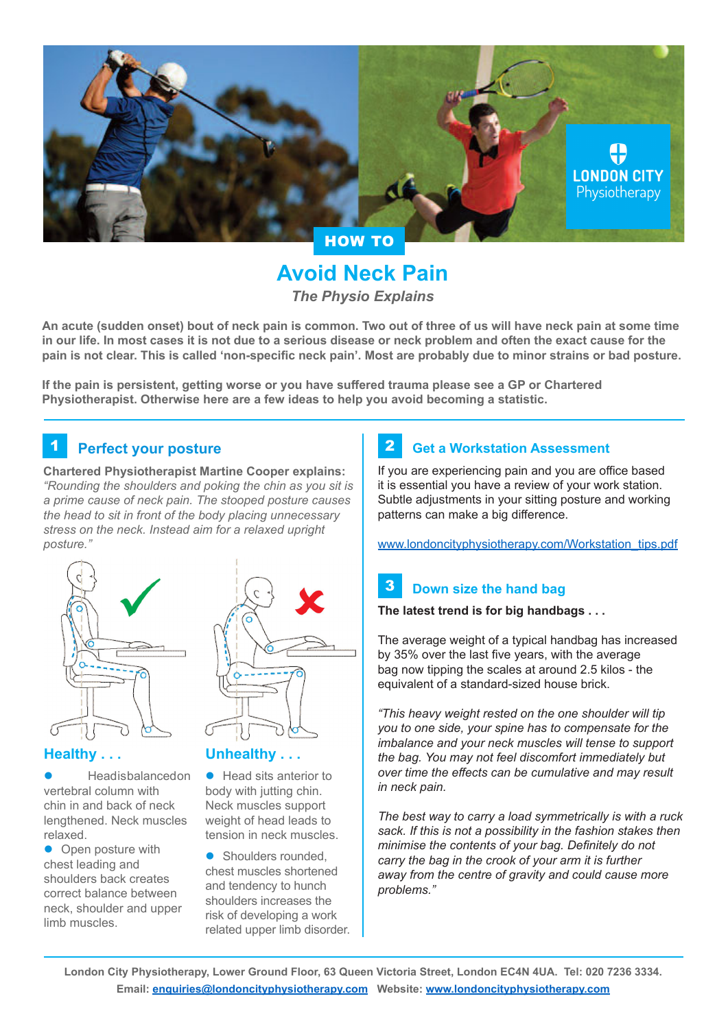HOW TO

# Avoid Neck Pain

*The Physio Explains*

**An acute (sudden onset) bout of neck pain is common. Two out of three of us will have neck pain at some time in our life. In most cases it is not due to a serious disease or neck problem and often the exact cause for the pain is not clear. This is called 'non-specific neck pain'. Most are probably due to minor strains or bad posture.**

**If the pain is persistent, getting worse or you have suffered trauma please see a GP or Chartered Physiotherapist. Otherwise here are a few ideas to help you avoid becoming a statistic.**

## 1 Perfect your posture

**Chartered Physiotherapist Martine Cooper explains:** *"Rounding the shoulders and poking the chin as you sit is a prime cause of neck pain. The stooped posture causes the head to sit in front of the body placing unnecessary stress on the neck. Instead aim for a relaxed upright posture."*

### Healthy . . .

- Headisbalancedon vertebral column with chin in and back of neck lengthened. Neck muscles relaxed.
- Open posture with chest leading and shoulders back creates correct balance between neck, shoulder and upper limb muscles.

### Unhealthy . . .

- Head sits anterior to body with jutting chin. Neck muscles support weight of head leads to tension in neck muscles.
- Shoulders rounded, chest muscles shortened and tendency to hunch shoulders increases the risk of developing a work related upper limb disorder.

## 2 Get a Workstation Assessment

If you are experiencing pain and you are office based it is essential you have a review of your work station. Subtle adjustments in your sitting posture and working patterns can make a big difference.

www.londoncityphysiotherapy.com/Workstation_tips.pdf

## 3 Down size the hand bag

**The latest trend is for big handbags . . .**

The average weight of a typical handbag has increased by 35% over the last five years, with the average bag now tipping the scales at around 2.5 kilos - the equivalent of a standard-sized house brick.

*"This heavy weight rested on the one shoulder will tip you to one side, your spine has to compensate for the imbalance and your neck muscles will tense to support the bag. You may not feel discomfort immediately but over time the effects can be cumulative and may result in neck pain.*

*The best way to carry a load symmetrically is with a ruck sack. If this is not a possibility in the fashion stakes then minimise the contents of your bag. Definitely do not carry the bag in the crook of your arm it is further away from the centre of gravity and could cause more problems."*

**London City Physiotherapy, Lower Ground Floor, 63 Queen Victoria Street, London EC4N 4UA. Tel: 020 7236 3334.**
**Email: enquiries@londoncityphysiotherapy.com Website: www.londoncityphysiotherapy.com**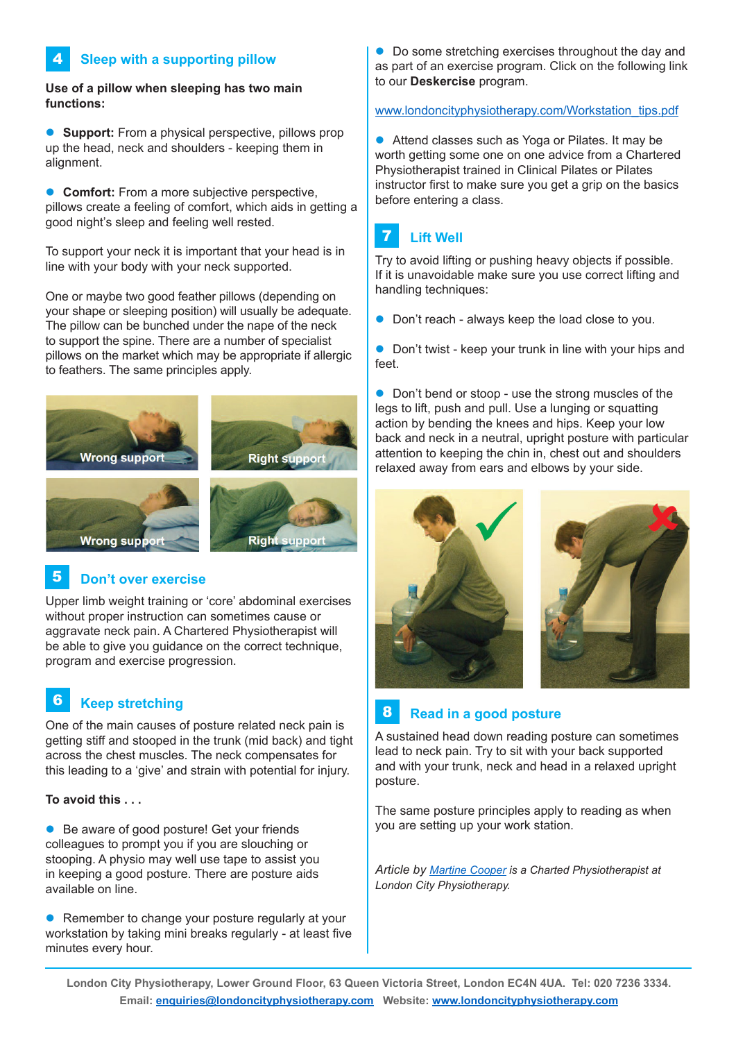## 4 Sleep with a supporting pillow

**Use of a pillow when sleeping has two main functions:**

- **Support:** From a physical perspective, pillows prop up the head, neck and shoulders - keeping them in alignment.

- **Comfort:** From a more subjective perspective, pillows create a feeling of comfort, which aids in getting a good night's sleep and feeling well rested.

To support your neck it is important that your head is in line with your body with your neck supported.

One or maybe two good feather pillows (depending on your shape or sleeping position) will usually be adequate. The pillow can be bunched under the nape of the neck to support the spine. There are a number of specialist pillows on the market which may be appropriate if allergic to feathers. The same principles apply.

Wrong support

Right support

Wrong support

Right support

## 5 Don't over exercise

Upper limb weight training or 'core' abdominal exercises without proper instruction can sometimes cause or aggravate neck pain. A Chartered Physiotherapist will be able to give you guidance on the correct technique, program and exercise progression.

## 6 Keep stretching

One of the main causes of posture related neck pain is getting stiff and stooped in the trunk (mid back) and tight across the chest muscles. The neck compensates for this leading to a 'give' and strain with potential for injury.

**To avoid this . . .**

- Be aware of good posture! Get your friends colleagues to prompt you if you are slouching or stooping. A physio may well use tape to assist you in keeping a good posture. There are posture aids available on line.

- Remember to change your posture regularly at your workstation by taking mini breaks regularly - at least five minutes every hour.

- Do some stretching exercises throughout the day and as part of an exercise program. Click on the following link to our **Deskercise** program.

[www.londoncityphysiotherapy.com/Workstation_tips.pdf](www.londoncityphysiotherapy.com/Workstation_tips.pdf)

- Attend classes such as Yoga or Pilates. It may be worth getting some one on one advice from a Chartered Physiotherapist trained in Clinical Pilates or Pilates instructor first to make sure you get a grip on the basics before entering a class.

## 7 Lift Well

Try to avoid lifting or pushing heavy objects if possible. If it is unavoidable make sure you use correct lifting and handling techniques:

- Don't reach - always keep the load close to you.

- Don't twist - keep your trunk in line with your hips and feet.

- Don't bend or stoop - use the strong muscles of the legs to lift, push and pull. Use a lunging or squatting action by bending the knees and hips. Keep your low back and neck in a neutral, upright posture with particular attention to keeping the chin in, chest out and shoulders relaxed away from ears and elbows by your side.

## 8 Read in a good posture

A sustained head down reading posture can sometimes lead to neck pain. Try to sit with your back supported and with your trunk, neck and head in a relaxed upright posture.

The same posture principles apply to reading as when you are setting up your work station.

*Article by Martine Cooper is a Charted Physiotherapist at London City Physiotherapy.*

**London City Physiotherapy, Lower Ground Floor, 63 Queen Victoria Street, London EC4N 4UA. Tel: 020 7236 3334.**
**Email: enquiries@londoncityphysiotherapy.com Website: www.londoncityphysiotherapy.com**